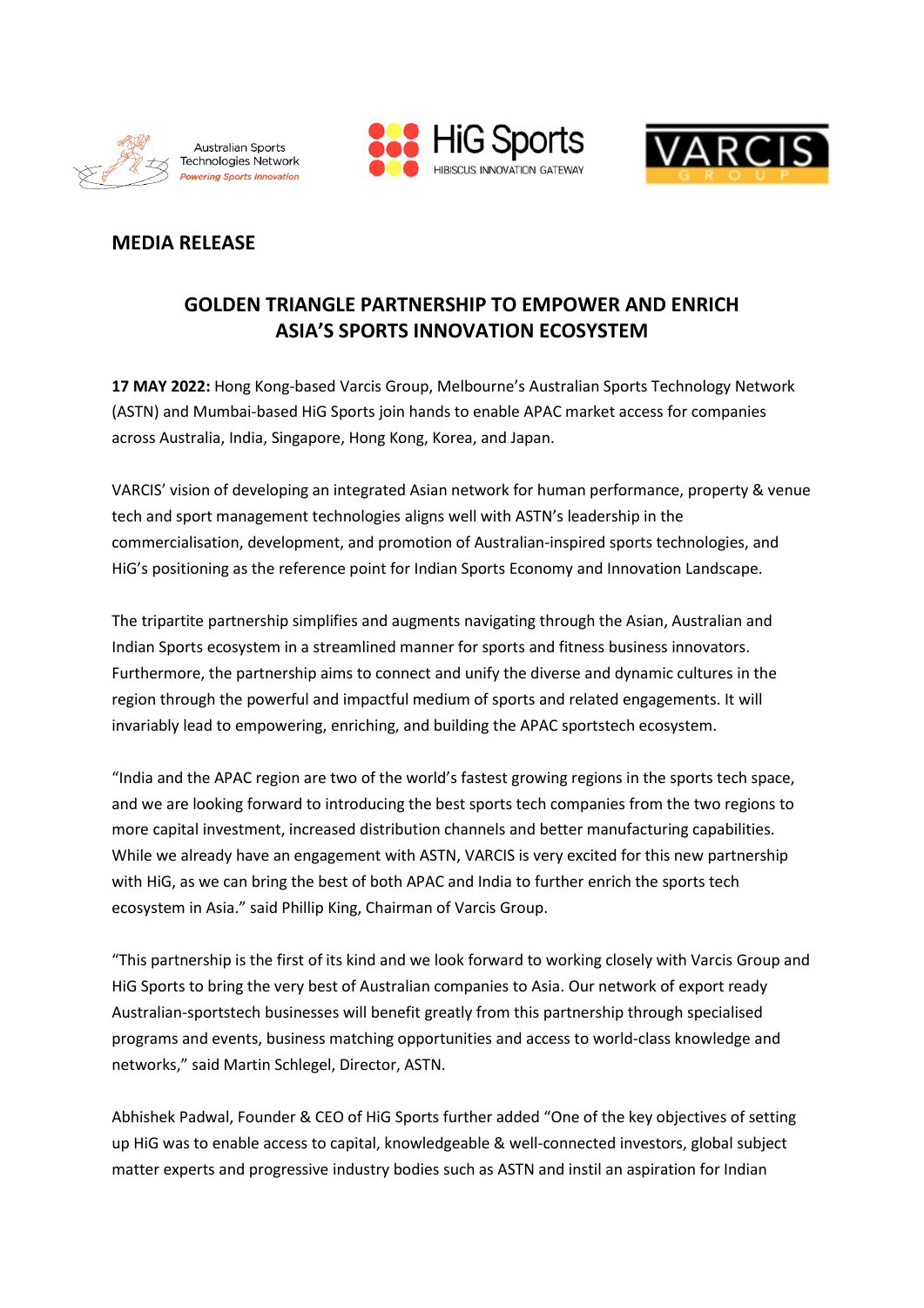Australian Sports Technologies Network
*Powering Sports Innovation*

HiG Sports
HIBISCUS INNOVATION GATEWAY

VARCIS
GROUP

**MEDIA RELEASE**

## GOLDEN TRIANGLE PARTNERSHIP TO EMPOWER AND ENRICH ASIA'S SPORTS INNOVATION ECOSYSTEM

**17 MAY 2022:** Hong Kong-based Varcis Group, Melbourne's Australian Sports Technology Network (ASTN) and Mumbai-based HiG Sports join hands to enable APAC market access for companies across Australia, India, Singapore, Hong Kong, Korea, and Japan.

VARCIS' vision of developing an integrated Asian network for human performance, property & venue tech and sport management technologies aligns well with ASTN's leadership in the commercialisation, development, and promotion of Australian-inspired sports technologies, and HiG's positioning as the reference point for Indian Sports Economy and Innovation Landscape.

The tripartite partnership simplifies and augments navigating through the Asian, Australian and Indian Sports ecosystem in a streamlined manner for sports and fitness business innovators. Furthermore, the partnership aims to connect and unify the diverse and dynamic cultures in the region through the powerful and impactful medium of sports and related engagements. It will invariably lead to empowering, enriching, and building the APAC sportstech ecosystem.

"India and the APAC region are two of the world's fastest growing regions in the sports tech space, and we are looking forward to introducing the best sports tech companies from the two regions to more capital investment, increased distribution channels and better manufacturing capabilities. While we already have an engagement with ASTN, VARCIS is very excited for this new partnership with HiG, as we can bring the best of both APAC and India to further enrich the sports tech ecosystem in Asia." said Phillip King, Chairman of Varcis Group.

"This partnership is the first of its kind and we look forward to working closely with Varcis Group and HiG Sports to bring the very best of Australian companies to Asia. Our network of export ready Australian-sportstech businesses will benefit greatly from this partnership through specialised programs and events, business matching opportunities and access to world-class knowledge and networks," said Martin Schlegel, Director, ASTN.

Abhishek Padwal, Founder & CEO of HiG Sports further added "One of the key objectives of setting up HiG was to enable access to capital, knowledgeable & well-connected investors, global subject matter experts and progressive industry bodies such as ASTN and instil an aspiration for Indian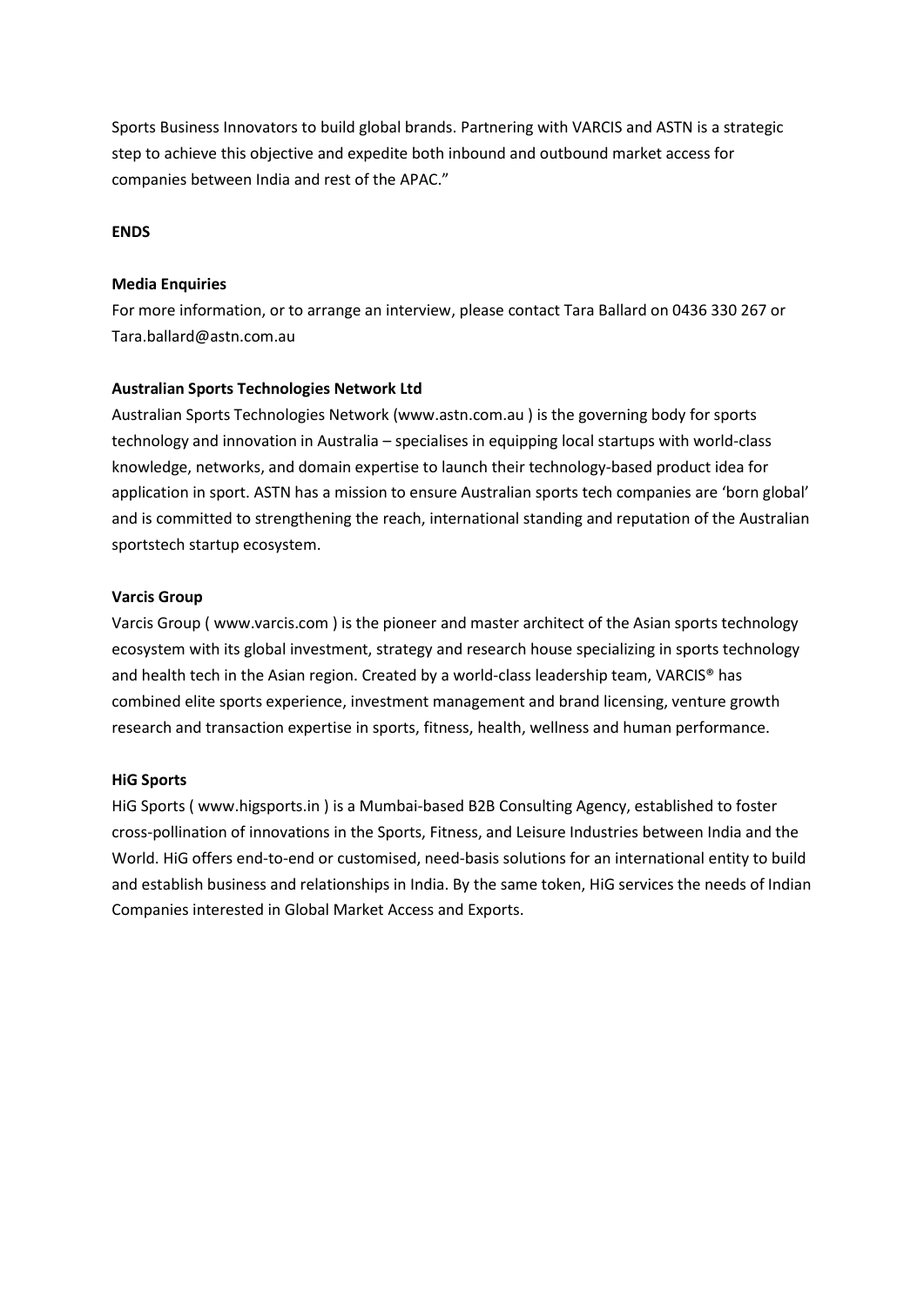Sports Business Innovators to build global brands. Partnering with VARCIS and ASTN is a strategic step to achieve this objective and expedite both inbound and outbound market access for companies between India and rest of the APAC."

**ENDS**

**Media Enquiries**

For more information, or to arrange an interview, please contact Tara Ballard on 0436 330 267 or Tara.ballard@astn.com.au

**Australian Sports Technologies Network Ltd**

Australian Sports Technologies Network (www.astn.com.au ) is the governing body for sports technology and innovation in Australia – specialises in equipping local startups with world-class knowledge, networks, and domain expertise to launch their technology-based product idea for application in sport. ASTN has a mission to ensure Australian sports tech companies are 'born global' and is committed to strengthening the reach, international standing and reputation of the Australian sportstech startup ecosystem.

**Varcis Group**

Varcis Group ( www.varcis.com ) is the pioneer and master architect of the Asian sports technology ecosystem with its global investment, strategy and research house specializing in sports technology and health tech in the Asian region. Created by a world-class leadership team, VARCIS® has combined elite sports experience, investment management and brand licensing, venture growth research and transaction expertise in sports, fitness, health, wellness and human performance.

**HiG Sports**

HiG Sports ( www.higsports.in ) is a Mumbai-based B2B Consulting Agency, established to foster cross-pollination of innovations in the Sports, Fitness, and Leisure Industries between India and the World. HiG offers end-to-end or customised, need-basis solutions for an international entity to build and establish business and relationships in India. By the same token, HiG services the needs of Indian Companies interested in Global Market Access and Exports.